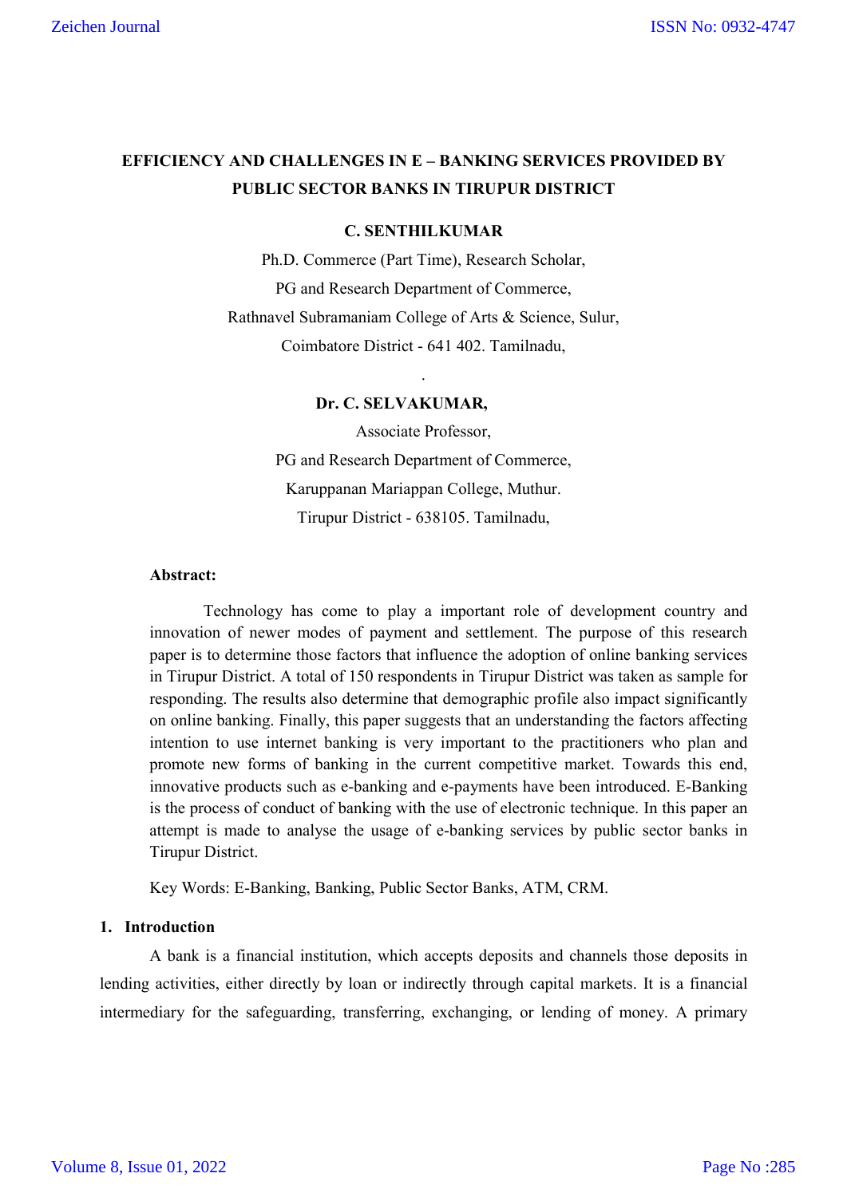# EFFICIENCY AND CHALLENGES IN E – BANKING SERVICES PROVIDED BY PUBLIC SECTOR BANKS IN TIRUPUR DISTRICT

**C. SENTHILKUMAR**

Ph.D. Commerce (Part Time), Research Scholar,

PG and Research Department of Commerce,

Rathnavel Subramaniam College of Arts & Science, Sulur,

Coimbatore District - 641 402. Tamilnadu,

**Dr. C. SELVAKUMAR,**

Associate Professor,

PG and Research Department of Commerce,

Karuppanan Mariappan College, Muthur.

Tirupur District - 638105. Tamilnadu,

**Abstract:**

Technology has come to play a important role of development country and innovation of newer modes of payment and settlement. The purpose of this research paper is to determine those factors that influence the adoption of online banking services in Tirupur District. A total of 150 respondents in Tirupur District was taken as sample for responding. The results also determine that demographic profile also impact significantly on online banking. Finally, this paper suggests that an understanding the factors affecting intention to use internet banking is very important to the practitioners who plan and promote new forms of banking in the current competitive market. Towards this end, innovative products such as e-banking and e-payments have been introduced. E-Banking is the process of conduct of banking with the use of electronic technique. In this paper an attempt is made to analyse the usage of e-banking services by public sector banks in Tirupur District.

Key Words: E-Banking, Banking, Public Sector Banks, ATM, CRM.

## 1. Introduction

A bank is a financial institution, which accepts deposits and channels those deposits in lending activities, either directly by loan or indirectly through capital markets. It is a financial intermediary for the safeguarding, transferring, exchanging, or lending of money. A primary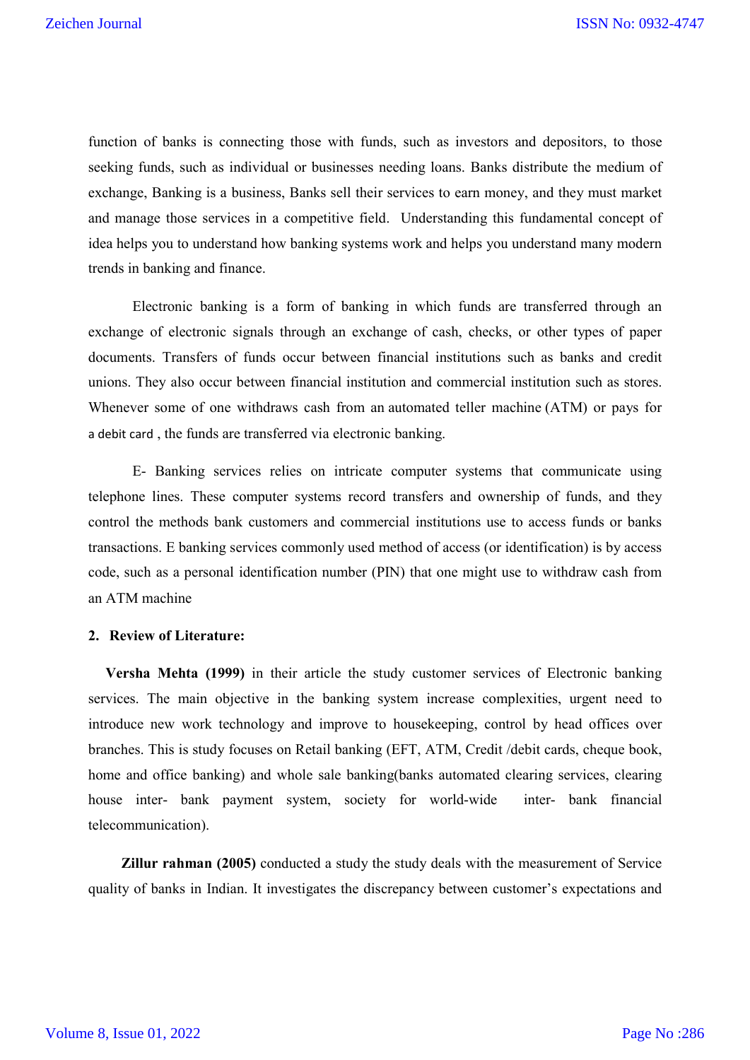function of banks is connecting those with funds, such as investors and depositors, to those seeking funds, such as individual or businesses needing loans. Banks distribute the medium of exchange, Banking is a business, Banks sell their services to earn money, and they must market and manage those services in a competitive field. Understanding this fundamental concept of idea helps you to understand how banking systems work and helps you understand many modern trends in banking and finance.

Electronic banking is a form of banking in which funds are transferred through an exchange of electronic signals through an exchange of cash, checks, or other types of paper documents. Transfers of funds occur between financial institutions such as banks and credit unions. They also occur between financial institution and commercial institution such as stores. Whenever some of one withdraws cash from an automated teller machine (ATM) or pays for a debit card , the funds are transferred via electronic banking.

E- Banking services relies on intricate computer systems that communicate using telephone lines. These computer systems record transfers and ownership of funds, and they control the methods bank customers and commercial institutions use to access funds or banks transactions. E banking services commonly used method of access (or identification) is by access code, such as a personal identification number (PIN) that one might use to withdraw cash from an ATM machine

## 2. Review of Literature:

**Versha Mehta (1999)** in their article the study customer services of Electronic banking services. The main objective in the banking system increase complexities, urgent need to introduce new work technology and improve to housekeeping, control by head offices over branches. This is study focuses on Retail banking (EFT, ATM, Credit /debit cards, cheque book, home and office banking) and whole sale banking(banks automated clearing services, clearing house inter- bank payment system, society for world-wide inter- bank financial telecommunication).

**Zillur rahman (2005)** conducted a study the study deals with the measurement of Service quality of banks in Indian. It investigates the discrepancy between customer's expectations and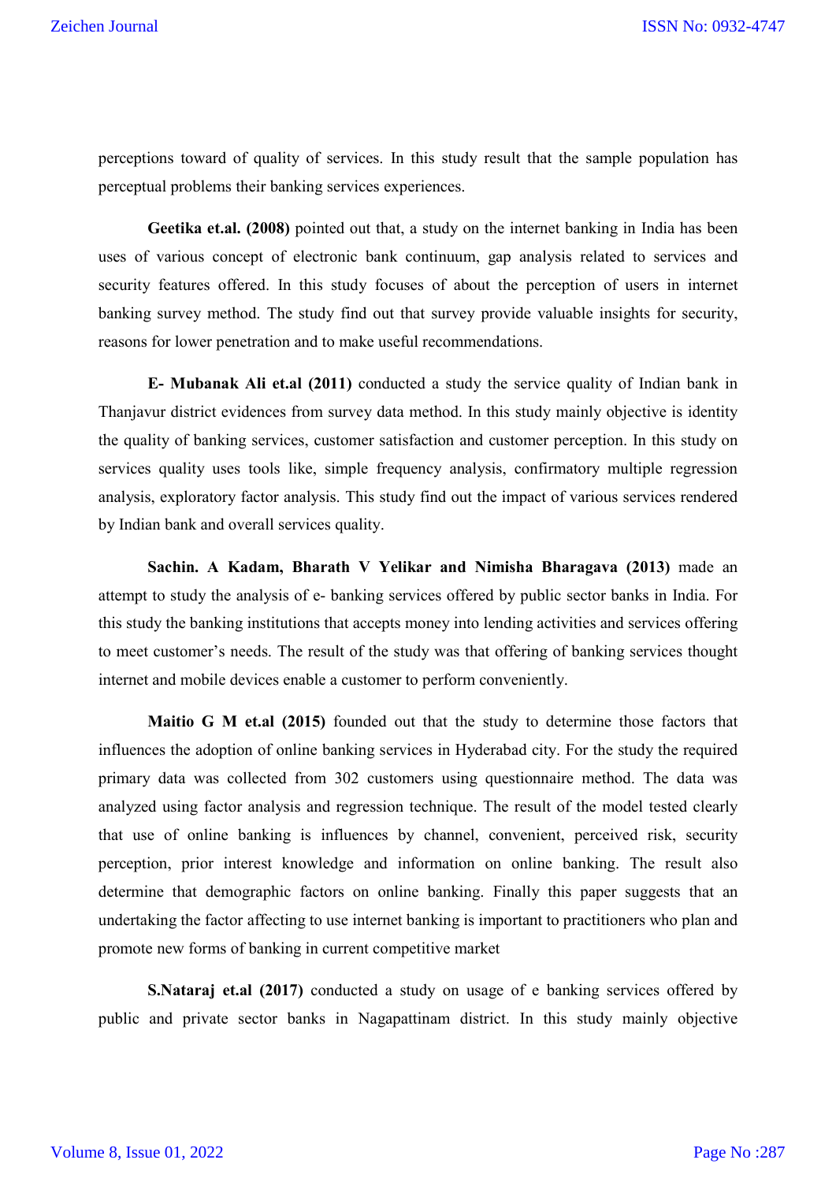perceptions toward of quality of services. In this study result that the sample population has perceptual problems their banking services experiences.

**Geetika et.al. (2008)** pointed out that, a study on the internet banking in India has been uses of various concept of electronic bank continuum, gap analysis related to services and security features offered. In this study focuses of about the perception of users in internet banking survey method. The study find out that survey provide valuable insights for security, reasons for lower penetration and to make useful recommendations.

**E- Mubanak Ali et.al (2011)** conducted a study the service quality of Indian bank in Thanjavur district evidences from survey data method. In this study mainly objective is identity the quality of banking services, customer satisfaction and customer perception. In this study on services quality uses tools like, simple frequency analysis, confirmatory multiple regression analysis, exploratory factor analysis. This study find out the impact of various services rendered by Indian bank and overall services quality.

**Sachin. A Kadam, Bharath V Yelikar and Nimisha Bharagava (2013)** made an attempt to study the analysis of e- banking services offered by public sector banks in India. For this study the banking institutions that accepts money into lending activities and services offering to meet customer's needs. The result of the study was that offering of banking services thought internet and mobile devices enable a customer to perform conveniently.

**Maitio G M et.al (2015)** founded out that the study to determine those factors that influences the adoption of online banking services in Hyderabad city. For the study the required primary data was collected from 302 customers using questionnaire method. The data was analyzed using factor analysis and regression technique. The result of the model tested clearly that use of online banking is influences by channel, convenient, perceived risk, security perception, prior interest knowledge and information on online banking. The result also determine that demographic factors on online banking. Finally this paper suggests that an undertaking the factor affecting to use internet banking is important to practitioners who plan and promote new forms of banking in current competitive market

**S.Nataraj et.al (2017)** conducted a study on usage of e banking services offered by public and private sector banks in Nagapattinam district. In this study mainly objective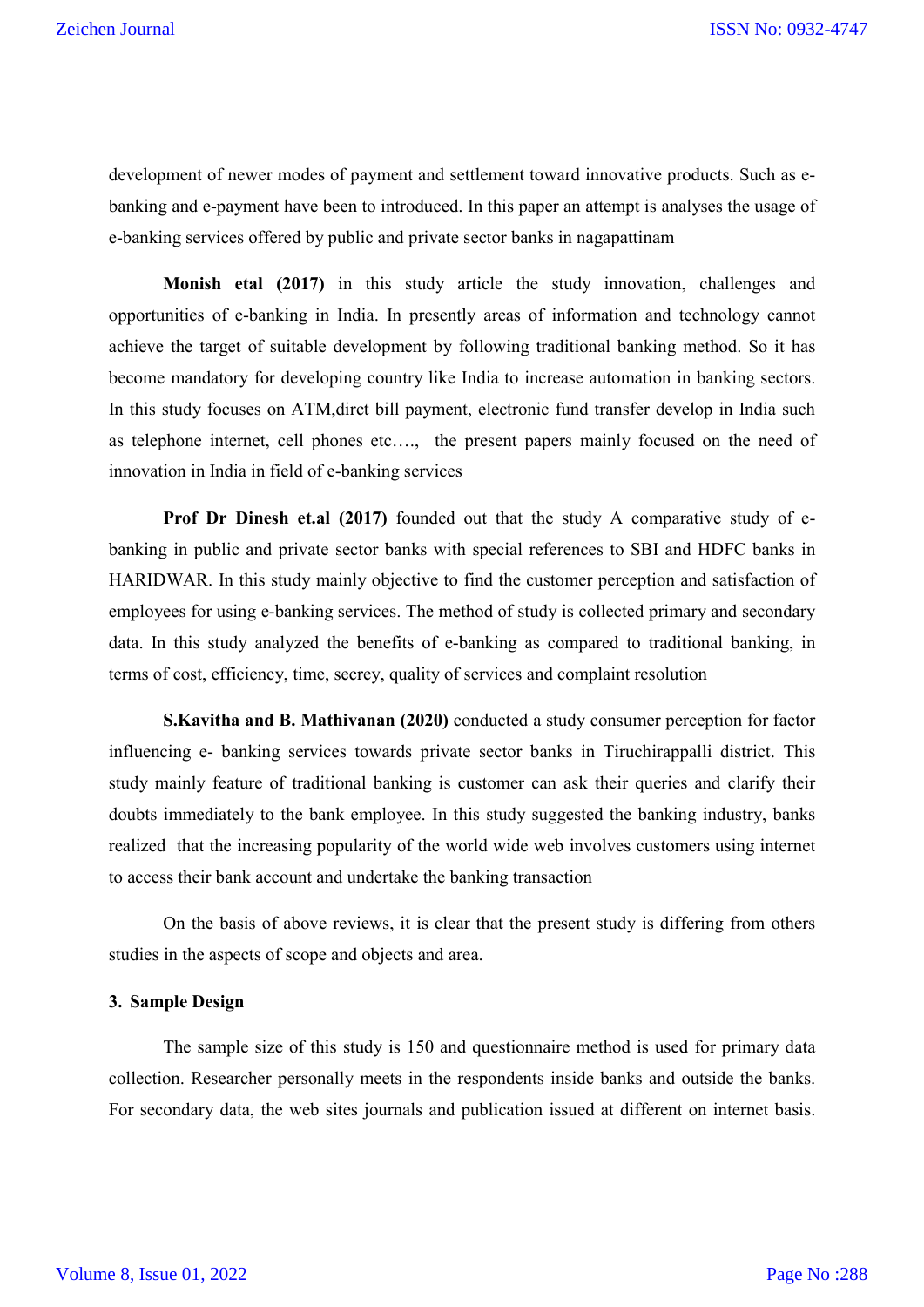development of newer modes of payment and settlement toward innovative products. Such as e-banking and e-payment have been to introduced. In this paper an attempt is analyses the usage of e-banking services offered by public and private sector banks in nagapattinam

**Monish etal (2017)** in this study article the study innovation, challenges and opportunities of e-banking in India. In presently areas of information and technology cannot achieve the target of suitable development by following traditional banking method. So it has become mandatory for developing country like India to increase automation in banking sectors. In this study focuses on ATM,dirct bill payment, electronic fund transfer develop in India such as telephone internet, cell phones etc…., the present papers mainly focused on the need of innovation in India in field of e-banking services

**Prof Dr Dinesh et.al (2017)** founded out that the study A comparative study of e-banking in public and private sector banks with special references to SBI and HDFC banks in HARIDWAR. In this study mainly objective to find the customer perception and satisfaction of employees for using e-banking services. The method of study is collected primary and secondary data. In this study analyzed the benefits of e-banking as compared to traditional banking, in terms of cost, efficiency, time, secrey, quality of services and complaint resolution

**S.Kavitha and B. Mathivanan (2020)** conducted a study consumer perception for factor influencing e- banking services towards private sector banks in Tiruchirappalli district. This study mainly feature of traditional banking is customer can ask their queries and clarify their doubts immediately to the bank employee. In this study suggested the banking industry, banks realized that the increasing popularity of the world wide web involves customers using internet to access their bank account and undertake the banking transaction

On the basis of above reviews, it is clear that the present study is differing from others studies in the aspects of scope and objects and area.

### 3. Sample Design

The sample size of this study is 150 and questionnaire method is used for primary data collection. Researcher personally meets in the respondents inside banks and outside the banks. For secondary data, the web sites journals and publication issued at different on internet basis.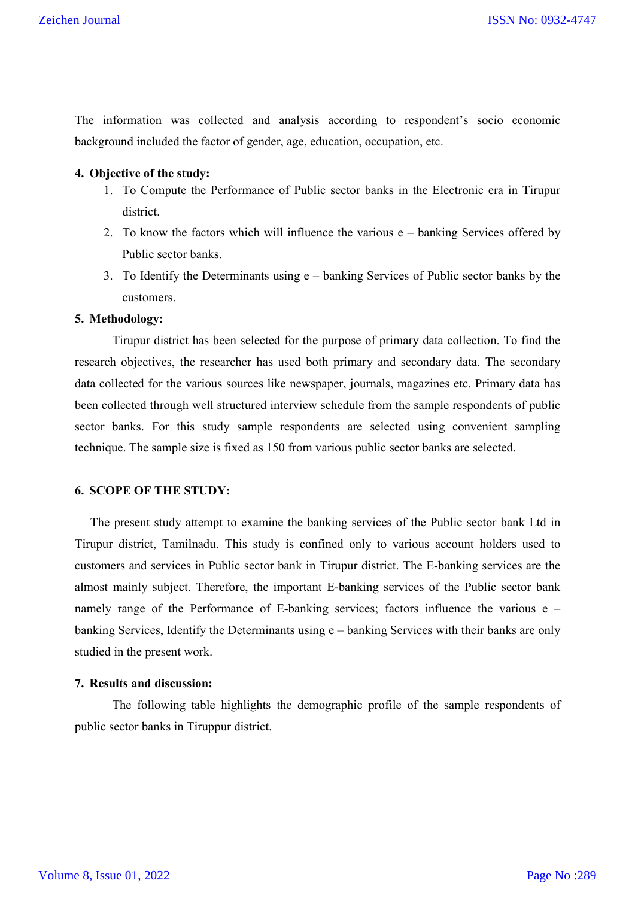The information was collected and analysis according to respondent's socio economic background included the factor of gender, age, education, occupation, etc.

## 4. Objective of the study:

1. To Compute the Performance of Public sector banks in the Electronic era in Tirupur district.
2. To know the factors which will influence the various e – banking Services offered by Public sector banks.
3. To Identify the Determinants using e – banking Services of Public sector banks by the customers.

## 5. Methodology:

Tirupur district has been selected for the purpose of primary data collection. To find the research objectives, the researcher has used both primary and secondary data. The secondary data collected for the various sources like newspaper, journals, magazines etc. Primary data has been collected through well structured interview schedule from the sample respondents of public sector banks. For this study sample respondents are selected using convenient sampling technique. The sample size is fixed as 150 from various public sector banks are selected.

## 6. SCOPE OF THE STUDY:

The present study attempt to examine the banking services of the Public sector bank Ltd in Tirupur district, Tamilnadu. This study is confined only to various account holders used to customers and services in Public sector bank in Tirupur district. The E-banking services are the almost mainly subject. Therefore, the important E-banking services of the Public sector bank namely range of the Performance of E-banking services; factors influence the various e – banking Services, Identify the Determinants using e – banking Services with their banks are only studied in the present work.

## 7. Results and discussion:

The following table highlights the demographic profile of the sample respondents of public sector banks in Tiruppur district.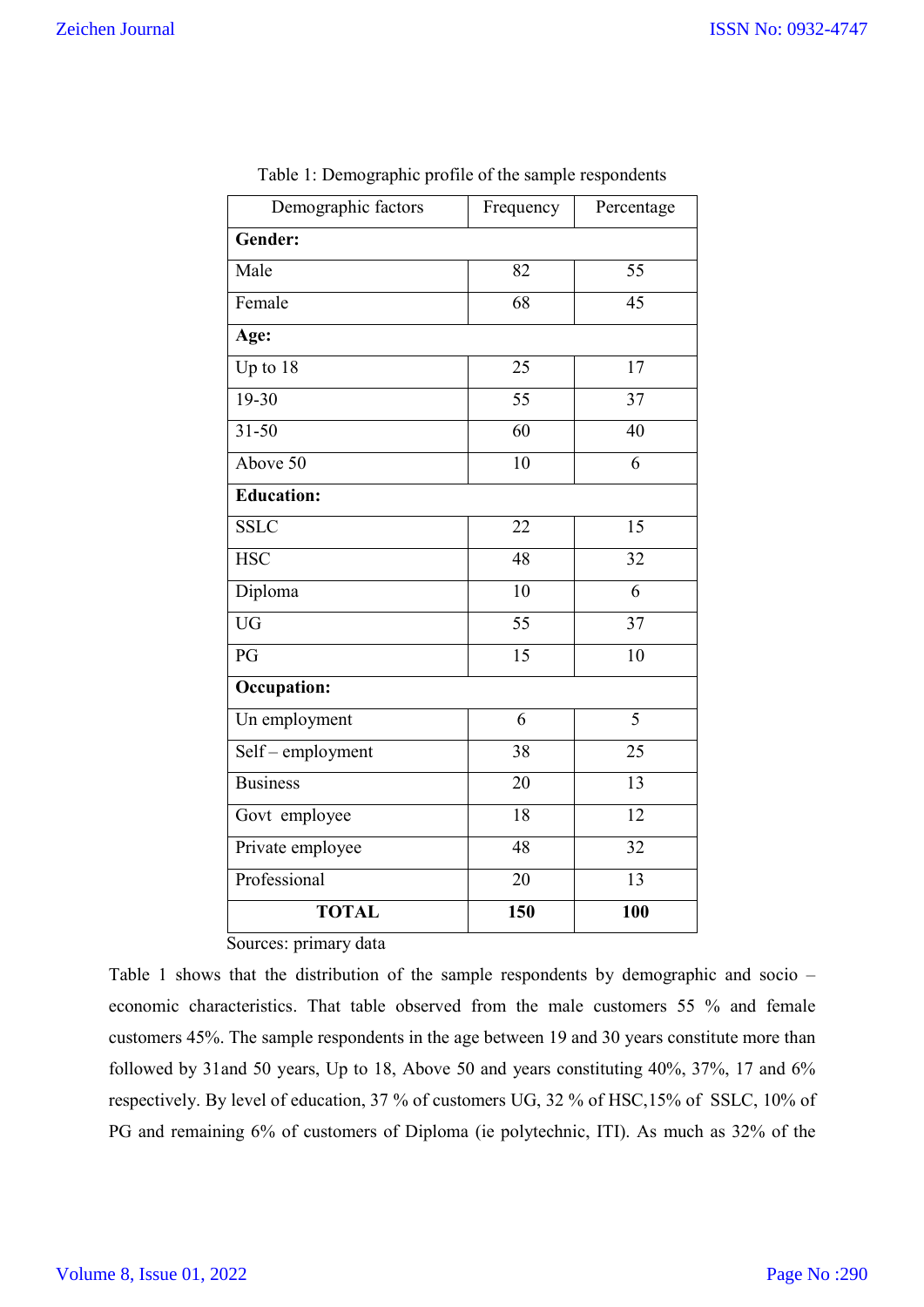Table 1: Demographic profile of the sample respondents

| Demographic factors | Frequency | Percentage |
|---|---|---|
| **Gender:** | | |
| Male | 82 | 55 |
| Female | 68 | 45 |
| **Age:** | | |
| Up to 18 | 25 | 17 |
| 19-30 | 55 | 37 |
| 31-50 | 60 | 40 |
| Above 50 | 10 | 6 |
| **Education:** | | |
| SSLC | 22 | 15 |
| HSC | 48 | 32 |
| Diploma | 10 | 6 |
| UG | 55 | 37 |
| PG | 15 | 10 |
| **Occupation:** | | |
| Un employment | 6 | 5 |
| Self – employment | 38 | 25 |
| Business | 20 | 13 |
| Govt employee | 18 | 12 |
| Private employee | 48 | 32 |
| Professional | 20 | 13 |
| **TOTAL** | **150** | **100** |

Sources: primary data

Table 1 shows that the distribution of the sample respondents by demographic and socio – economic characteristics. That table observed from the male customers 55 % and female customers 45%. The sample respondents in the age between 19 and 30 years constitute more than followed by 31and 50 years, Up to 18, Above 50 and years constituting 40%, 37%, 17 and 6% respectively. By level of education, 37 % of customers UG, 32 % of HSC,15% of SSLC, 10% of PG and remaining 6% of customers of Diploma (ie polytechnic, ITI). As much as 32% of the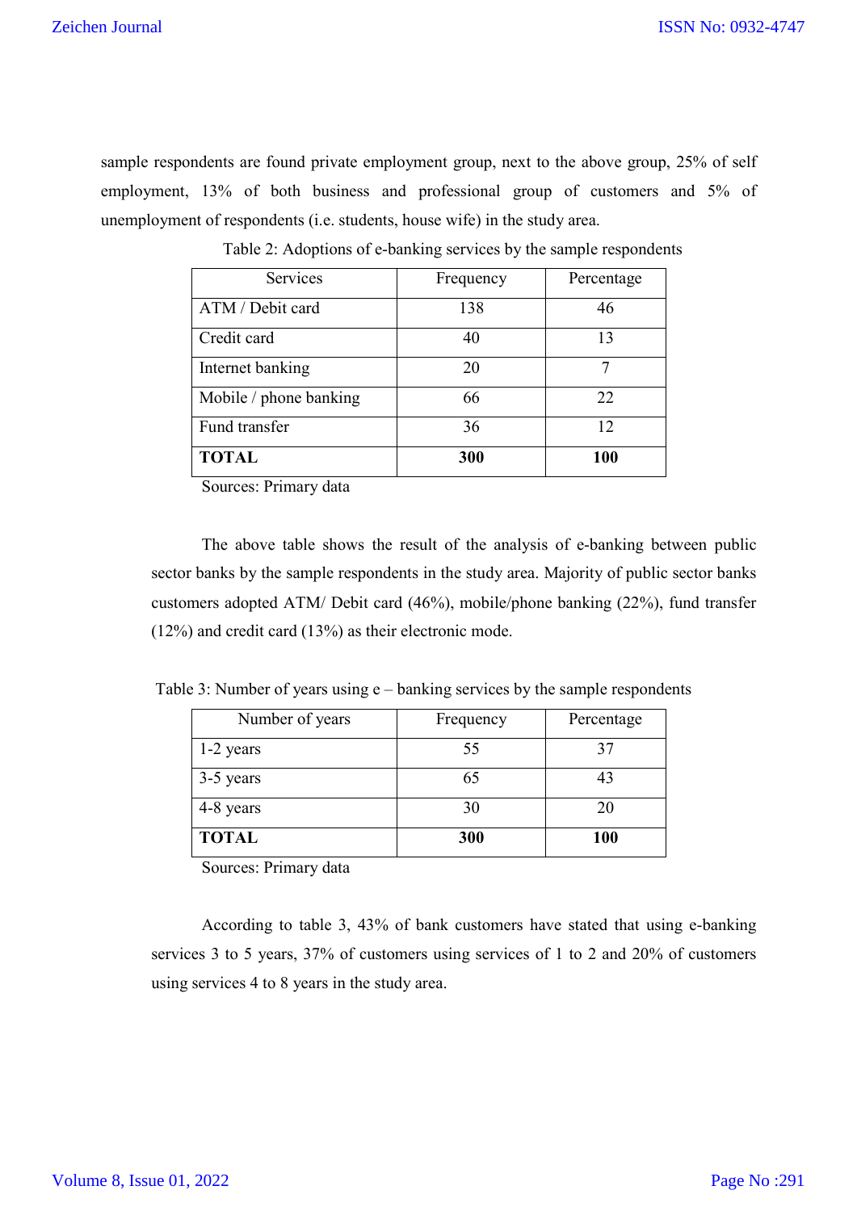sample respondents are found private employment group, next to the above group, 25% of self employment, 13% of both business and professional group of customers and 5% of unemployment of respondents (i.e. students, house wife) in the study area.

Table 2: Adoptions of e-banking services by the sample respondents

| Services | Frequency | Percentage |
|---|---|---|
| ATM / Debit card | 138 | 46 |
| Credit card | 40 | 13 |
| Internet banking | 20 | 7 |
| Mobile / phone banking | 66 | 22 |
| Fund transfer | 36 | 12 |
| **TOTAL** | **300** | **100** |

Sources: Primary data

The above table shows the result of the analysis of e-banking between public sector banks by the sample respondents in the study area. Majority of public sector banks customers adopted ATM/ Debit card (46%), mobile/phone banking (22%), fund transfer (12%) and credit card (13%) as their electronic mode.

Table 3: Number of years using e – banking services by the sample respondents

| Number of years | Frequency | Percentage |
|---|---|---|
| 1-2 years | 55 | 37 |
| 3-5 years | 65 | 43 |
| 4-8 years | 30 | 20 |
| **TOTAL** | **300** | **100** |

Sources: Primary data

According to table 3, 43% of bank customers have stated that using e-banking services 3 to 5 years, 37% of customers using services of 1 to 2 and 20% of customers using services 4 to 8 years in the study area.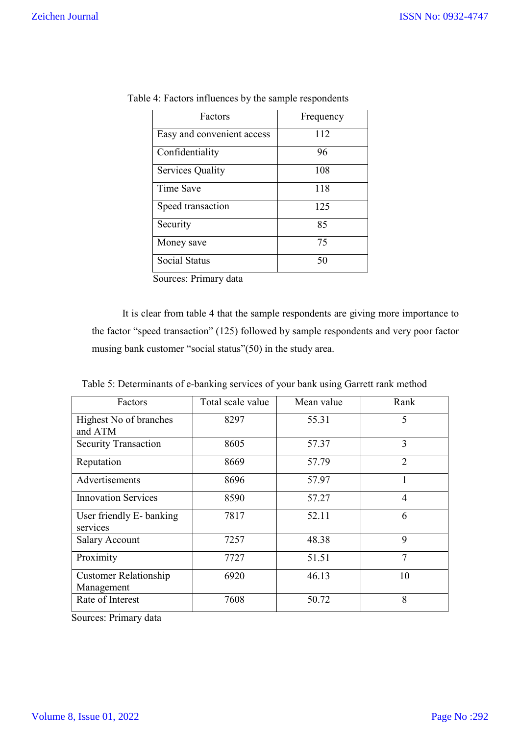Table 4: Factors influences by the sample respondents

| Factors | Frequency |
|---|---|
| Easy and convenient access | 112 |
| Confidentiality | 96 |
| Services Quality | 108 |
| Time Save | 118 |
| Speed transaction | 125 |
| Security | 85 |
| Money save | 75 |
| Social Status | 50 |

Sources: Primary data

It is clear from table 4 that the sample respondents are giving more importance to the factor "speed transaction" (125) followed by sample respondents and very poor factor musing bank customer "social status"(50) in the study area.

Table 5: Determinants of e-banking services of your bank using Garrett rank method

| Factors | Total scale value | Mean value | Rank |
|---|---|---|---|
| Highest No of branches and ATM | 8297 | 55.31 | 5 |
| Security Transaction | 8605 | 57.37 | 3 |
| Reputation | 8669 | 57.79 | 2 |
| Advertisements | 8696 | 57.97 | 1 |
| Innovation Services | 8590 | 57.27 | 4 |
| User friendly E- banking services | 7817 | 52.11 | 6 |
| Salary Account | 7257 | 48.38 | 9 |
| Proximity | 7727 | 51.51 | 7 |
| Customer Relationship Management | 6920 | 46.13 | 10 |
| Rate of Interest | 7608 | 50.72 | 8 |

Sources: Primary data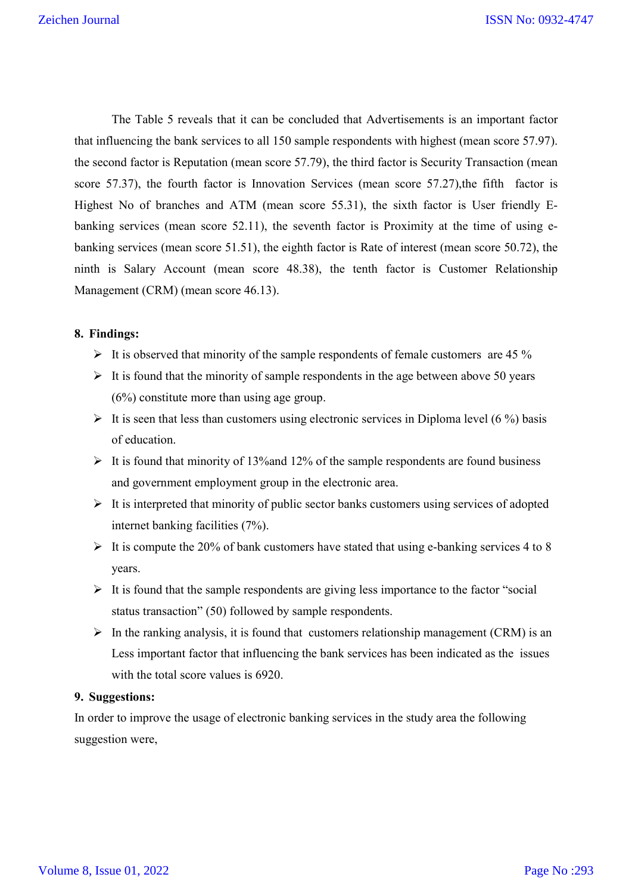The Table 5 reveals that it can be concluded that Advertisements is an important factor that influencing the bank services to all 150 sample respondents with highest (mean score 57.97). the second factor is Reputation (mean score 57.79), the third factor is Security Transaction (mean score 57.37), the fourth factor is Innovation Services (mean score 57.27),the fifth factor is Highest No of branches and ATM (mean score 55.31), the sixth factor is User friendly E-banking services (mean score 52.11), the seventh factor is Proximity at the time of using e-banking services (mean score 51.51), the eighth factor is Rate of interest (mean score 50.72), the ninth is Salary Account (mean score 48.38), the tenth factor is Customer Relationship Management (CRM) (mean score 46.13).

## 8. Findings:

- It is observed that minority of the sample respondents of female customers are 45 %
- It is found that the minority of sample respondents in the age between above 50 years (6%) constitute more than using age group.
- It is seen that less than customers using electronic services in Diploma level (6 %) basis of education.
- It is found that minority of 13%and 12% of the sample respondents are found business and government employment group in the electronic area.
- It is interpreted that minority of public sector banks customers using services of adopted internet banking facilities (7%).
- It is compute the 20% of bank customers have stated that using e-banking services 4 to 8 years.
- It is found that the sample respondents are giving less importance to the factor "social status transaction" (50) followed by sample respondents.
- In the ranking analysis, it is found that customers relationship management (CRM) is an Less important factor that influencing the bank services has been indicated as the issues with the total score values is 6920.

## 9. Suggestions:

In order to improve the usage of electronic banking services in the study area the following suggestion were,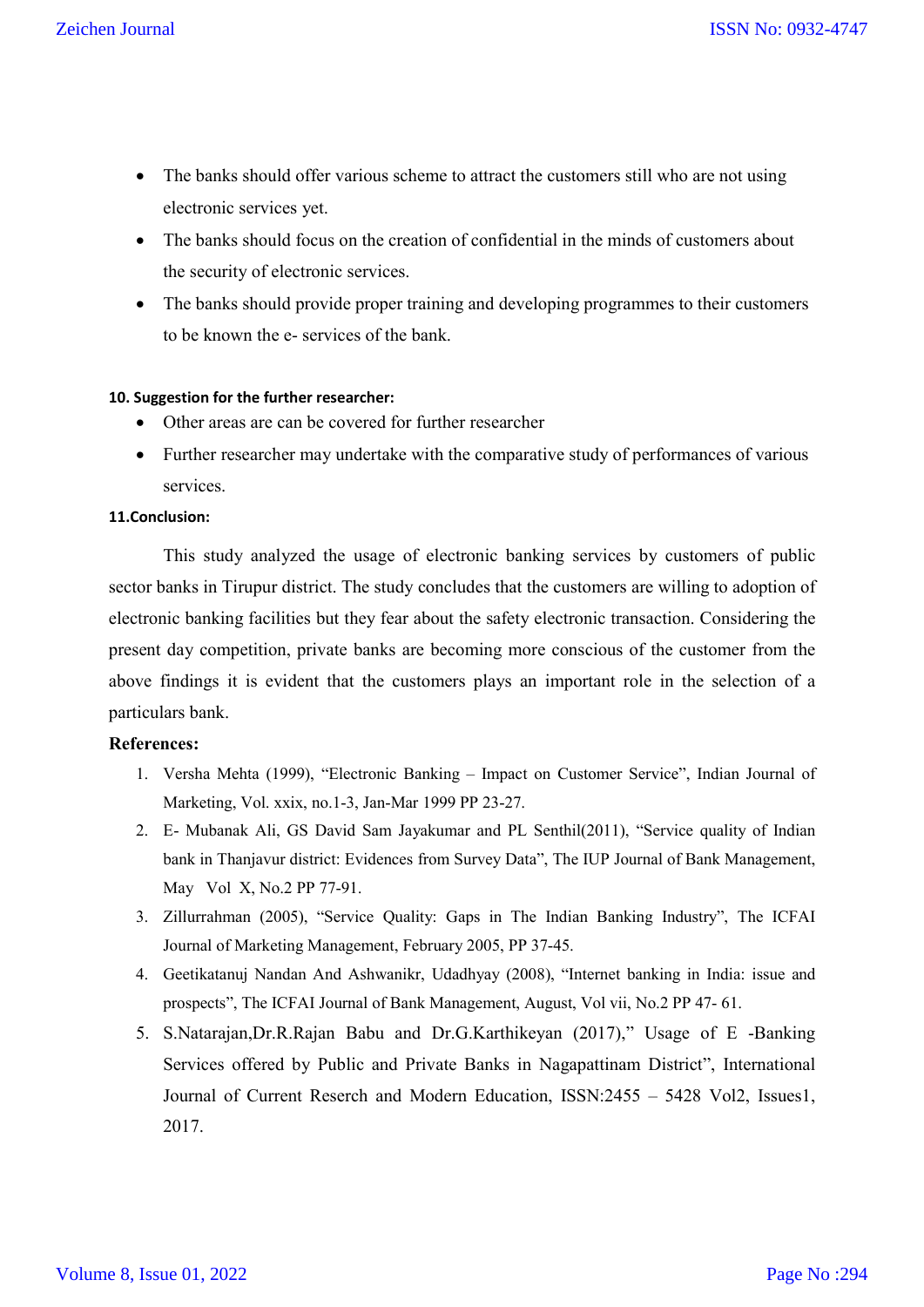- The banks should offer various scheme to attract the customers still who are not using electronic services yet.
- The banks should focus on the creation of confidential in the minds of customers about the security of electronic services.
- The banks should provide proper training and developing programmes to their customers to be known the e- services of the bank.

**10. Suggestion for the further researcher:**

- Other areas are can be covered for further researcher
- Further researcher may undertake with the comparative study of performances of various services.

**11.Conclusion:**

This study analyzed the usage of electronic banking services by customers of public sector banks in Tirupur district. The study concludes that the customers are willing to adoption of electronic banking facilities but they fear about the safety electronic transaction. Considering the present day competition, private banks are becoming more conscious of the customer from the above findings it is evident that the customers plays an important role in the selection of a particulars bank.

**References:**

1. Versha Mehta (1999), "Electronic Banking – Impact on Customer Service", Indian Journal of Marketing, Vol. xxix, no.1-3, Jan-Mar 1999 PP 23-27.
2. E- Mubanak Ali, GS David Sam Jayakumar and PL Senthil(2011), "Service quality of Indian bank in Thanjavur district: Evidences from Survey Data", The IUP Journal of Bank Management, May Vol X, No.2 PP 77-91.
3. Zillurrahman (2005), "Service Quality: Gaps in The Indian Banking Industry", The ICFAI Journal of Marketing Management, February 2005, PP 37-45.
4. Geetikatanuj Nandan And Ashwanikr, Udadhyay (2008), "Internet banking in India: issue and prospects", The ICFAI Journal of Bank Management, August, Vol vii, No.2 PP 47- 61.
5. S.Natarajan,Dr.R.Rajan Babu and Dr.G.Karthikeyan (2017)," Usage of E -Banking Services offered by Public and Private Banks in Nagapattinam District", International Journal of Current Reserch and Modern Education, ISSN:2455 – 5428 Vol2, Issues1, 2017.